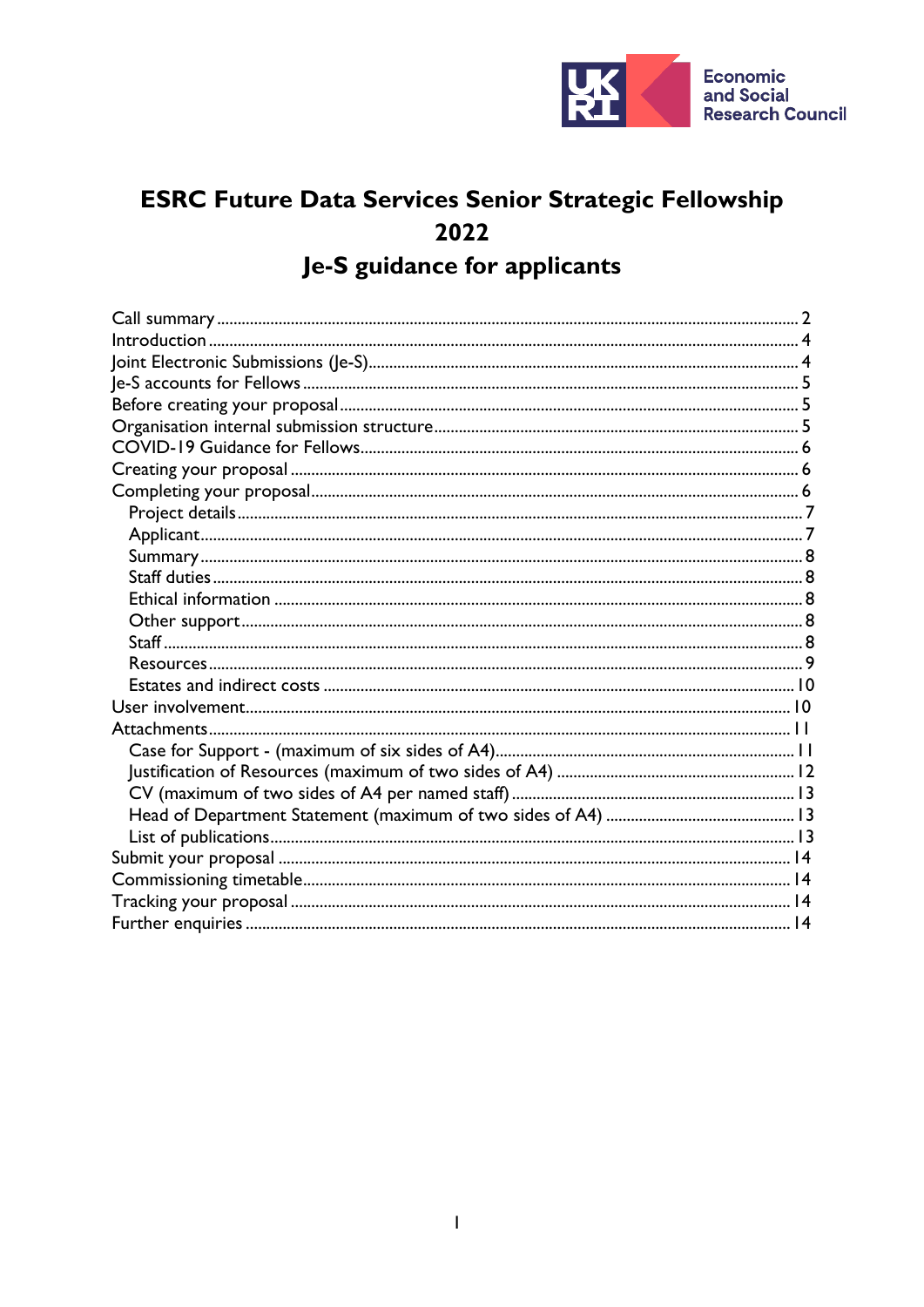Economic and Social Research Council

# ESRC Future Data Services Senior Strategic Fellowship 2022

# Je-S guidance for applicants

- Call summary ... 2
- Introduction ... 4
- Joint Electronic Submissions (Je-S) ... 4
- Je-S accounts for Fellows ... 5
- Before creating your proposal ... 5
- Organisation internal submission structure ... 5
- COVID-19 Guidance for Fellows ... 6
- Creating your proposal ... 6
- Completing your proposal ... 6
  - Project details ... 7
  - Applicant ... 7
  - Summary ... 8
  - Staff duties ... 8
  - Ethical information ... 8
  - Other support ... 8
  - Staff ... 8
  - Resources ... 9
  - Estates and indirect costs ... 10
- User involvement ... 10
- Attachments ... 11
  - Case for Support - (maximum of six sides of A4) ... 11
  - Justification of Resources (maximum of two sides of A4) ... 12
  - CV (maximum of two sides of A4 per named staff) ... 13
  - Head of Department Statement (maximum of two sides of A4) ... 13
  - List of publications ... 13
- Submit your proposal ... 14
- Commissioning timetable ... 14
- Tracking your proposal ... 14
- Further enquiries ... 14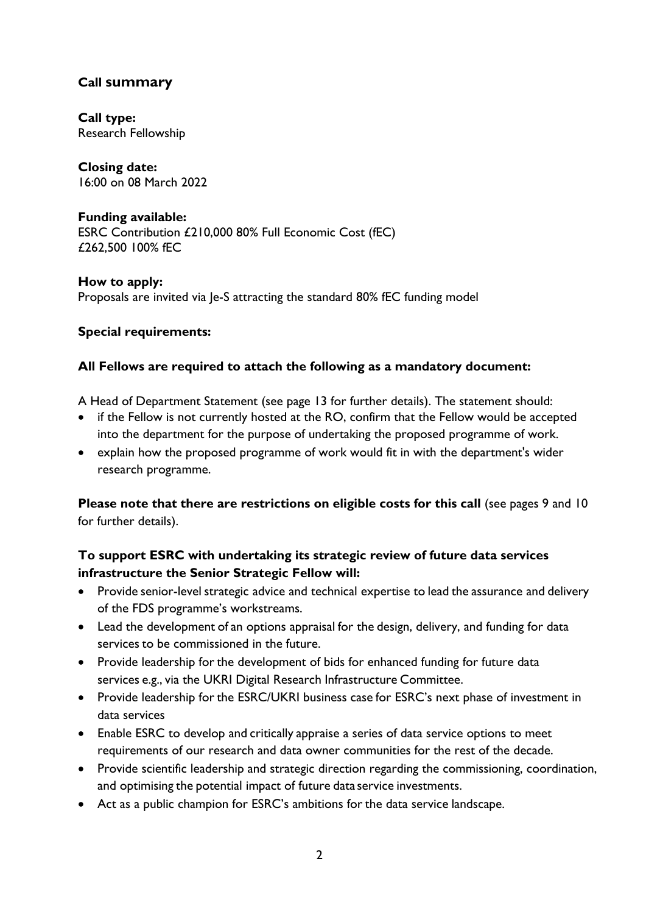## Call summary

**Call type:**
Research Fellowship

**Closing date:**
16:00 on 08 March 2022

**Funding available:**
ESRC Contribution £210,000 80% Full Economic Cost (fEC)
£262,500 100% fEC

**How to apply:**
Proposals are invited via Je-S attracting the standard 80% fEC funding model

**Special requirements:**

**All Fellows are required to attach the following as a mandatory document:**

A Head of Department Statement (see page 13 for further details). The statement should:

- if the Fellow is not currently hosted at the RO, confirm that the Fellow would be accepted into the department for the purpose of undertaking the proposed programme of work.
- explain how the proposed programme of work would fit in with the department's wider research programme.

**Please note that there are restrictions on eligible costs for this call** (see pages 9 and 10 for further details).

**To support ESRC with undertaking its strategic review of future data services infrastructure the Senior Strategic Fellow will:**

- Provide senior-level strategic advice and technical expertise to lead the assurance and delivery of the FDS programme's workstreams.
- Lead the development of an options appraisal for the design, delivery, and funding for data services to be commissioned in the future.
- Provide leadership for the development of bids for enhanced funding for future data services e.g., via the UKRI Digital Research Infrastructure Committee.
- Provide leadership for the ESRC/UKRI business case for ESRC's next phase of investment in data services
- Enable ESRC to develop and critically appraise a series of data service options to meet requirements of our research and data owner communities for the rest of the decade.
- Provide scientific leadership and strategic direction regarding the commissioning, coordination, and optimising the potential impact of future data service investments.
- Act as a public champion for ESRC's ambitions for the data service landscape.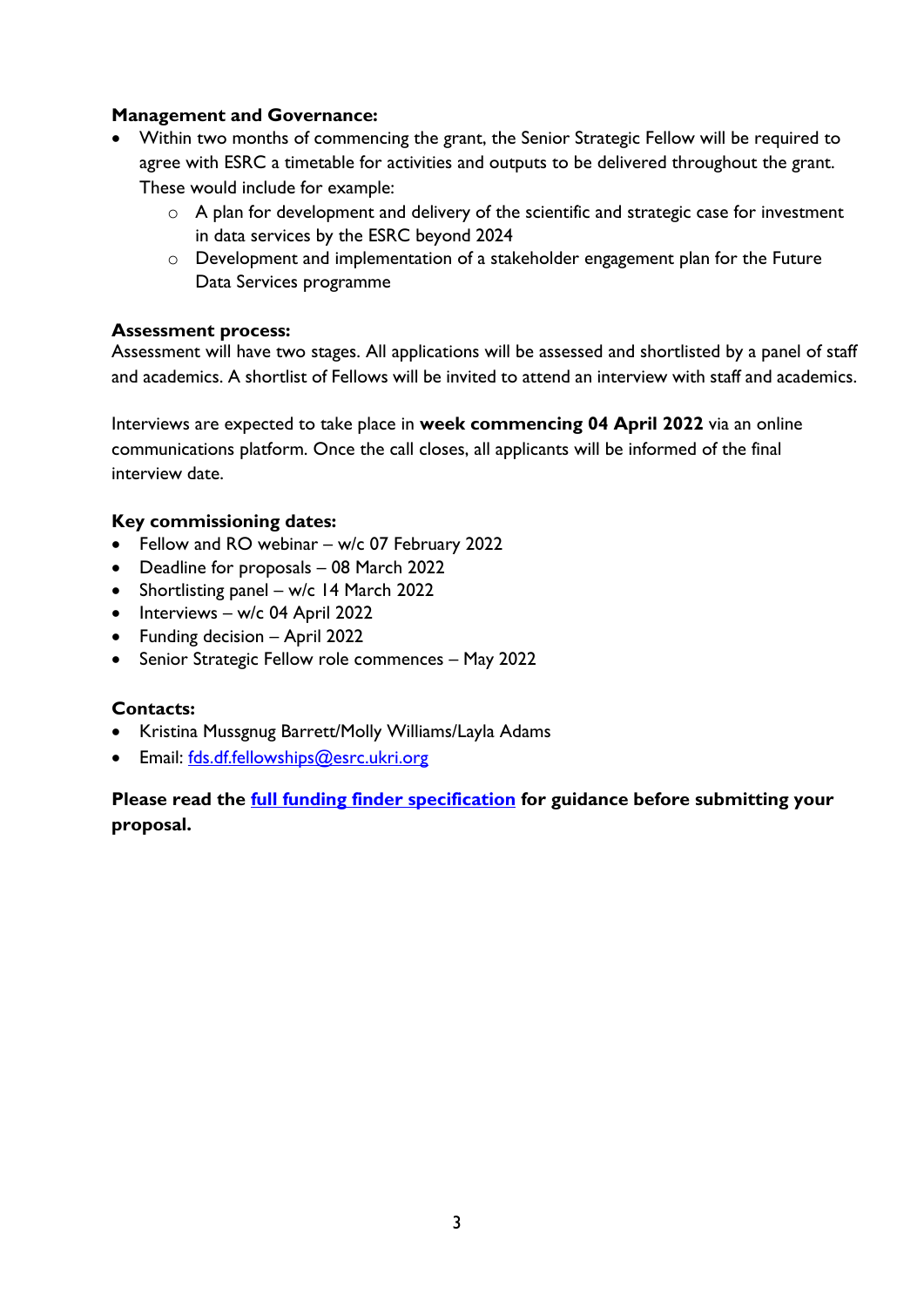**Management and Governance:**

- Within two months of commencing the grant, the Senior Strategic Fellow will be required to agree with ESRC a timetable for activities and outputs to be delivered throughout the grant. These would include for example:
  - A plan for development and delivery of the scientific and strategic case for investment in data services by the ESRC beyond 2024
  - Development and implementation of a stakeholder engagement plan for the Future Data Services programme

**Assessment process:**

Assessment will have two stages. All applications will be assessed and shortlisted by a panel of staff and academics. A shortlist of Fellows will be invited to attend an interview with staff and academics.

Interviews are expected to take place in **week commencing 04 April 2022** via an online communications platform. Once the call closes, all applicants will be informed of the final interview date.

**Key commissioning dates:**

- Fellow and RO webinar – w/c 07 February 2022
- Deadline for proposals – 08 March 2022
- Shortlisting panel – w/c 14 March 2022
- Interviews – w/c 04 April 2022
- Funding decision – April 2022
- Senior Strategic Fellow role commences – May 2022

**Contacts:**

- Kristina Mussgnug Barrett/Molly Williams/Layla Adams
- Email: fds.df.fellowships@esrc.ukri.org

**Please read the full funding finder specification for guidance before submitting your proposal.**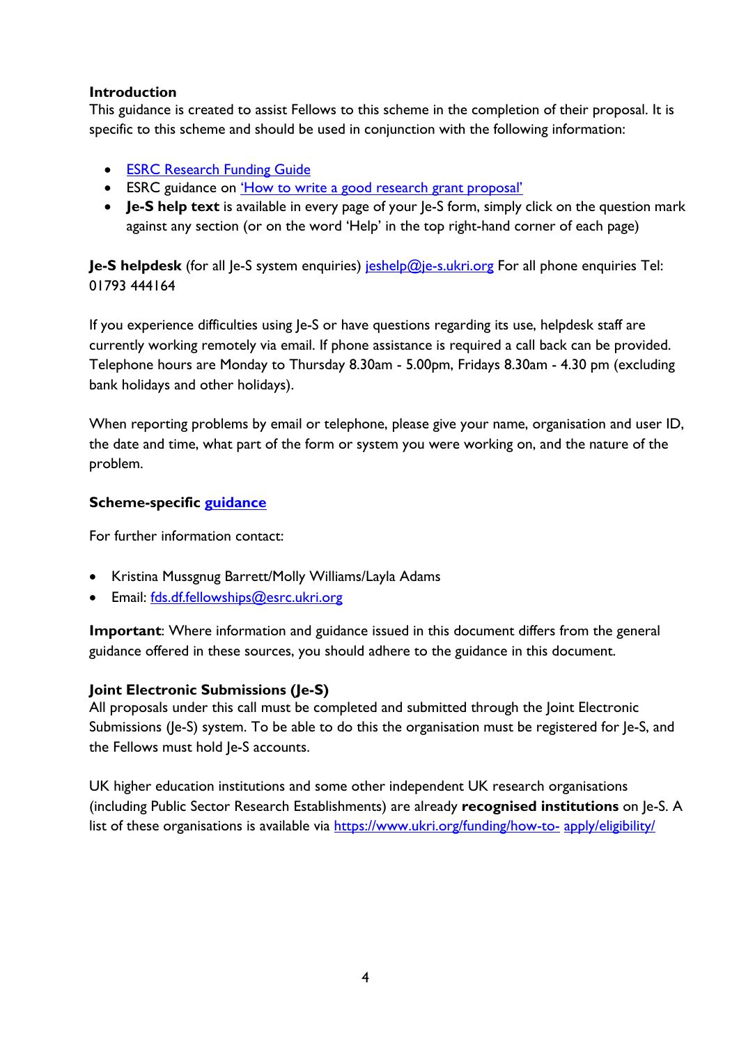## Introduction

This guidance is created to assist Fellows to this scheme in the completion of their proposal. It is specific to this scheme and should be used in conjunction with the following information:

- ESRC Research Funding Guide
- ESRC guidance on 'How to write a good research grant proposal'
- **Je-S help text** is available in every page of your Je-S form, simply click on the question mark against any section (or on the word 'Help' in the top right-hand corner of each page)

**Je-S helpdesk** (for all Je-S system enquiries) jeshelp@je-s.ukri.org For all phone enquiries Tel: 01793 444164

If you experience difficulties using Je-S or have questions regarding its use, helpdesk staff are currently working remotely via email. If phone assistance is required a call back can be provided. Telephone hours are Monday to Thursday 8.30am - 5.00pm, Fridays 8.30am - 4.30 pm (excluding bank holidays and other holidays).

When reporting problems by email or telephone, please give your name, organisation and user ID, the date and time, what part of the form or system you were working on, and the nature of the problem.

## Scheme-specific guidance

For further information contact:

- Kristina Mussgnug Barrett/Molly Williams/Layla Adams
- Email: fds.df.fellowships@esrc.ukri.org

**Important**: Where information and guidance issued in this document differs from the general guidance offered in these sources, you should adhere to the guidance in this document.

## Joint Electronic Submissions (Je-S)

All proposals under this call must be completed and submitted through the Joint Electronic Submissions (Je-S) system. To be able to do this the organisation must be registered for Je-S, and the Fellows must hold Je-S accounts.

UK higher education institutions and some other independent UK research organisations (including Public Sector Research Establishments) are already **recognised institutions** on Je-S. A list of these organisations is available via https://www.ukri.org/funding/how-to-apply/eligibility/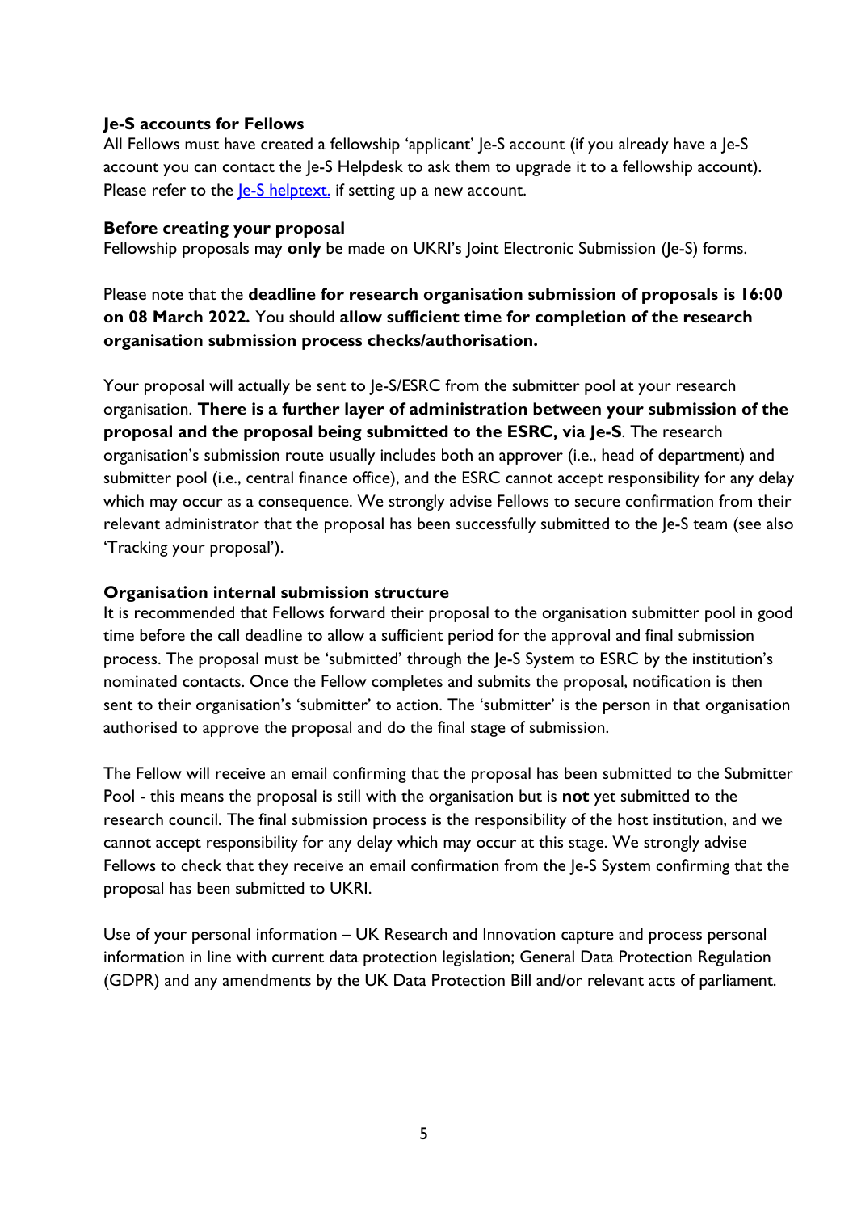**Je-S accounts for Fellows**

All Fellows must have created a fellowship 'applicant' Je-S account (if you already have a Je-S account you can contact the Je-S Helpdesk to ask them to upgrade it to a fellowship account). Please refer to the [Je-S helptext.](#) if setting up a new account.

**Before creating your proposal**

Fellowship proposals may **only** be made on UKRI's Joint Electronic Submission (Je-S) forms.

Please note that the **deadline for research organisation submission of proposals is 16:00 on 08 March 2022.** You should **allow sufficient time for completion of the research organisation submission process checks/authorisation.**

Your proposal will actually be sent to Je-S/ESRC from the submitter pool at your research organisation. **There is a further layer of administration between your submission of the proposal and the proposal being submitted to the ESRC, via Je-S**. The research organisation's submission route usually includes both an approver (i.e., head of department) and submitter pool (i.e., central finance office), and the ESRC cannot accept responsibility for any delay which may occur as a consequence. We strongly advise Fellows to secure confirmation from their relevant administrator that the proposal has been successfully submitted to the Je-S team (see also 'Tracking your proposal').

**Organisation internal submission structure**

It is recommended that Fellows forward their proposal to the organisation submitter pool in good time before the call deadline to allow a sufficient period for the approval and final submission process. The proposal must be 'submitted' through the Je-S System to ESRC by the institution's nominated contacts. Once the Fellow completes and submits the proposal, notification is then sent to their organisation's 'submitter' to action. The 'submitter' is the person in that organisation authorised to approve the proposal and do the final stage of submission.

The Fellow will receive an email confirming that the proposal has been submitted to the Submitter Pool - this means the proposal is still with the organisation but is **not** yet submitted to the research council. The final submission process is the responsibility of the host institution, and we cannot accept responsibility for any delay which may occur at this stage. We strongly advise Fellows to check that they receive an email confirmation from the Je-S System confirming that the proposal has been submitted to UKRI.

Use of your personal information – UK Research and Innovation capture and process personal information in line with current data protection legislation; General Data Protection Regulation (GDPR) and any amendments by the UK Data Protection Bill and/or relevant acts of parliament.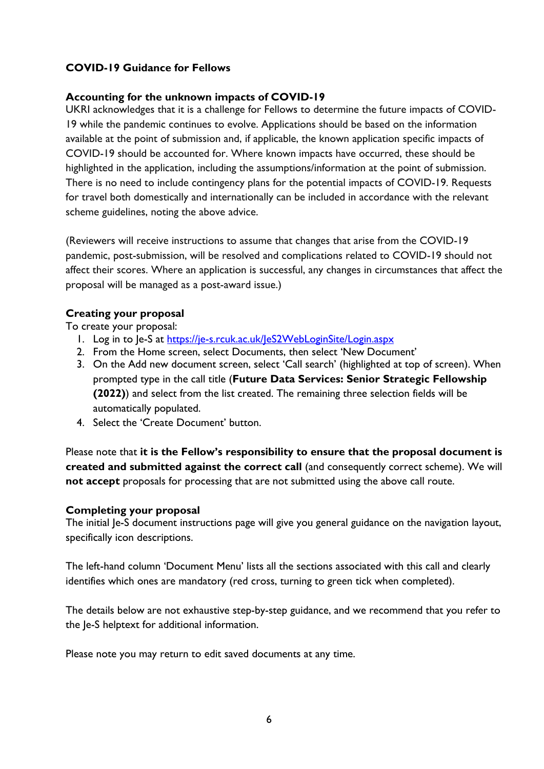## COVID-19 Guidance for Fellows

### Accounting for the unknown impacts of COVID-19

UKRI acknowledges that it is a challenge for Fellows to determine the future impacts of COVID-19 while the pandemic continues to evolve. Applications should be based on the information available at the point of submission and, if applicable, the known application specific impacts of COVID-19 should be accounted for. Where known impacts have occurred, these should be highlighted in the application, including the assumptions/information at the point of submission. There is no need to include contingency plans for the potential impacts of COVID-19. Requests for travel both domestically and internationally can be included in accordance with the relevant scheme guidelines, noting the above advice.

(Reviewers will receive instructions to assume that changes that arise from the COVID-19 pandemic, post-submission, will be resolved and complications related to COVID-19 should not affect their scores. Where an application is successful, any changes in circumstances that affect the proposal will be managed as a post-award issue.)

### Creating your proposal

To create your proposal:

1. Log in to Je-S at [https://je-s.rcuk.ac.uk/JeS2WebLoginSite/Login.aspx](https://je-s.rcuk.ac.uk/JeS2WebLoginSite/Login.aspx)
2. From the Home screen, select Documents, then select 'New Document'
3. On the Add new document screen, select 'Call search' (highlighted at top of screen). When prompted type in the call title (**Future Data Services: Senior Strategic Fellowship (2022)**) and select from the list created. The remaining three selection fields will be automatically populated.
4. Select the 'Create Document' button.

Please note that **it is the Fellow's responsibility to ensure that the proposal document is created and submitted against the correct call** (and consequently correct scheme). We will **not accept** proposals for processing that are not submitted using the above call route.

### Completing your proposal

The initial Je-S document instructions page will give you general guidance on the navigation layout, specifically icon descriptions.

The left-hand column 'Document Menu' lists all the sections associated with this call and clearly identifies which ones are mandatory (red cross, turning to green tick when completed).

The details below are not exhaustive step-by-step guidance, and we recommend that you refer to the Je-S helptext for additional information.

Please note you may return to edit saved documents at any time.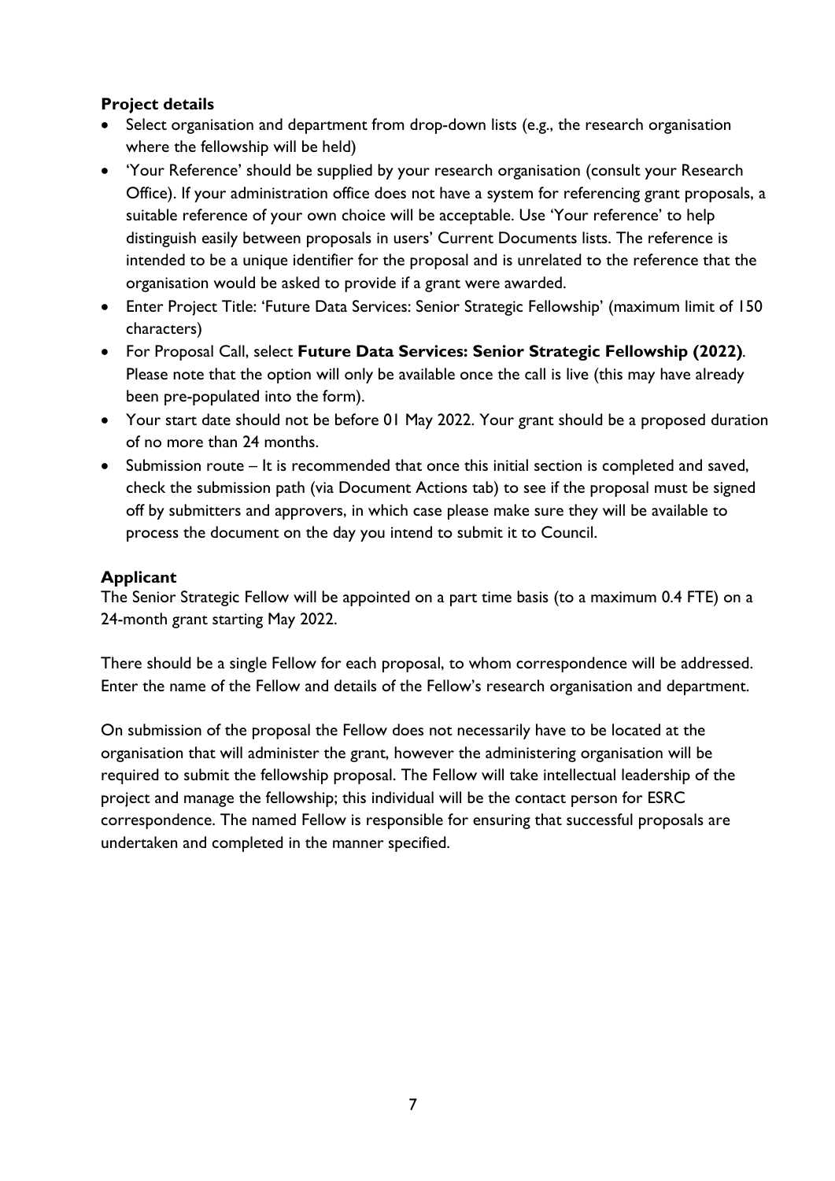**Project details**

- Select organisation and department from drop-down lists (e.g., the research organisation where the fellowship will be held)
- 'Your Reference' should be supplied by your research organisation (consult your Research Office). If your administration office does not have a system for referencing grant proposals, a suitable reference of your own choice will be acceptable. Use 'Your reference' to help distinguish easily between proposals in users' Current Documents lists. The reference is intended to be a unique identifier for the proposal and is unrelated to the reference that the organisation would be asked to provide if a grant were awarded.
- Enter Project Title: 'Future Data Services: Senior Strategic Fellowship' (maximum limit of 150 characters)
- For Proposal Call, select **Future Data Services: Senior Strategic Fellowship (2022)**. Please note that the option will only be available once the call is live (this may have already been pre-populated into the form).
- Your start date should not be before 01 May 2022. Your grant should be a proposed duration of no more than 24 months.
- Submission route – It is recommended that once this initial section is completed and saved, check the submission path (via Document Actions tab) to see if the proposal must be signed off by submitters and approvers, in which case please make sure they will be available to process the document on the day you intend to submit it to Council.

**Applicant**

The Senior Strategic Fellow will be appointed on a part time basis (to a maximum 0.4 FTE) on a 24-month grant starting May 2022.

There should be a single Fellow for each proposal, to whom correspondence will be addressed. Enter the name of the Fellow and details of the Fellow's research organisation and department.

On submission of the proposal the Fellow does not necessarily have to be located at the organisation that will administer the grant, however the administering organisation will be required to submit the fellowship proposal. The Fellow will take intellectual leadership of the project and manage the fellowship; this individual will be the contact person for ESRC correspondence. The named Fellow is responsible for ensuring that successful proposals are undertaken and completed in the manner specified.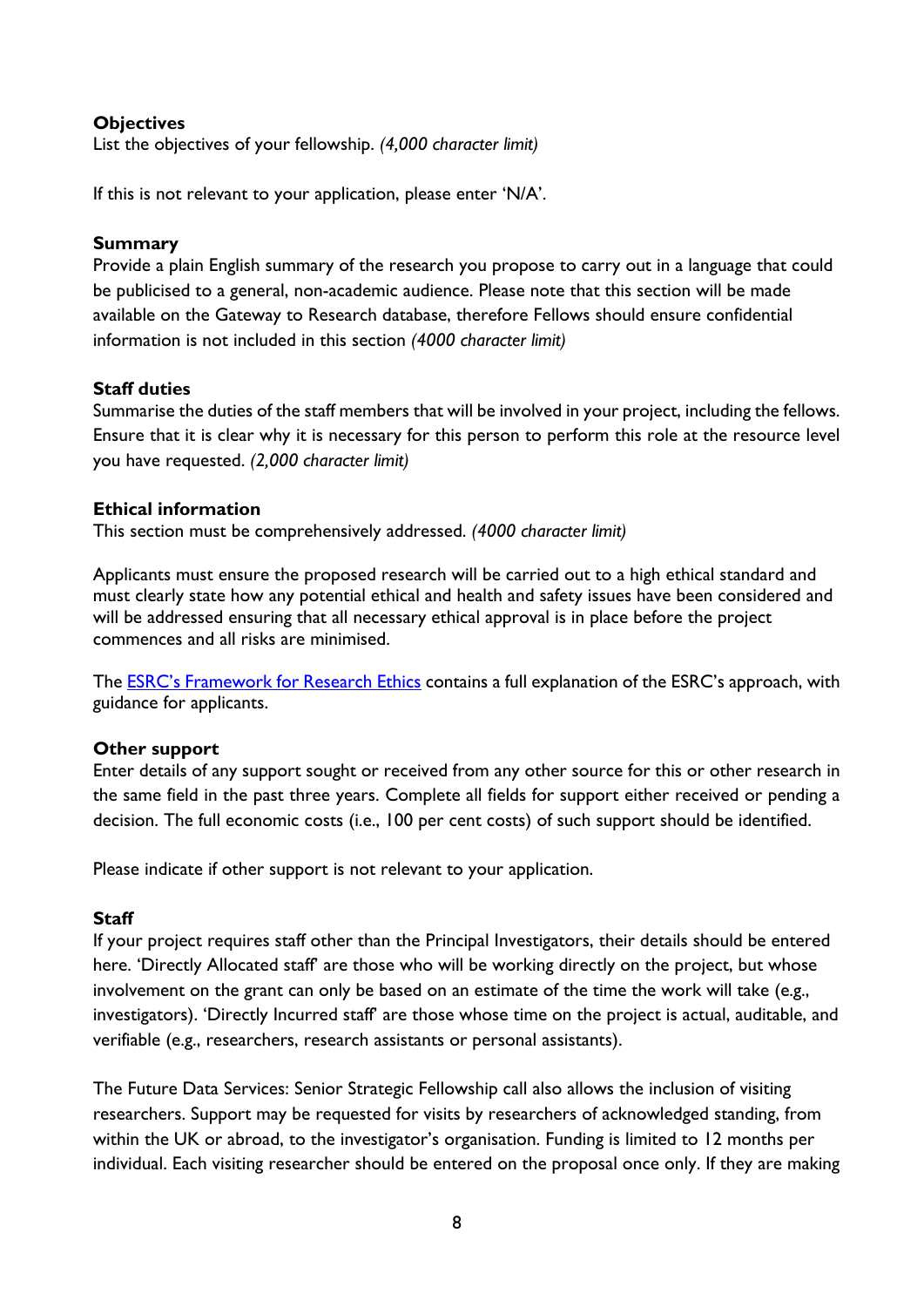**Objectives**

List the objectives of your fellowship. *(4,000 character limit)*

If this is not relevant to your application, please enter 'N/A'.

**Summary**

Provide a plain English summary of the research you propose to carry out in a language that could be publicised to a general, non-academic audience. Please note that this section will be made available on the Gateway to Research database, therefore Fellows should ensure confidential information is not included in this section *(4000 character limit)*

**Staff duties**

Summarise the duties of the staff members that will be involved in your project, including the fellows. Ensure that it is clear why it is necessary for this person to perform this role at the resource level you have requested. *(2,000 character limit)*

**Ethical information**

This section must be comprehensively addressed. *(4000 character limit)*

Applicants must ensure the proposed research will be carried out to a high ethical standard and must clearly state how any potential ethical and health and safety issues have been considered and will be addressed ensuring that all necessary ethical approval is in place before the project commences and all risks are minimised.

The [ESRC's Framework for Research Ethics] contains a full explanation of the ESRC's approach, with guidance for applicants.

**Other support**

Enter details of any support sought or received from any other source for this or other research in the same field in the past three years. Complete all fields for support either received or pending a decision. The full economic costs (i.e., 100 per cent costs) of such support should be identified.

Please indicate if other support is not relevant to your application.

**Staff**

If your project requires staff other than the Principal Investigators, their details should be entered here. 'Directly Allocated staff' are those who will be working directly on the project, but whose involvement on the grant can only be based on an estimate of the time the work will take (e.g., investigators). 'Directly Incurred staff' are those whose time on the project is actual, auditable, and verifiable (e.g., researchers, research assistants or personal assistants).

The Future Data Services: Senior Strategic Fellowship call also allows the inclusion of visiting researchers. Support may be requested for visits by researchers of acknowledged standing, from within the UK or abroad, to the investigator's organisation. Funding is limited to 12 months per individual. Each visiting researcher should be entered on the proposal once only. If they are making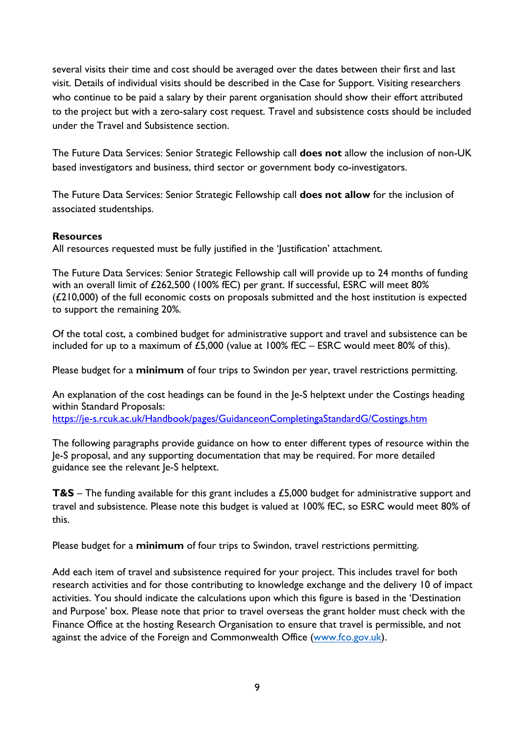several visits their time and cost should be averaged over the dates between their first and last visit. Details of individual visits should be described in the Case for Support. Visiting researchers who continue to be paid a salary by their parent organisation should show their effort attributed to the project but with a zero-salary cost request. Travel and subsistence costs should be included under the Travel and Subsistence section.

The Future Data Services: Senior Strategic Fellowship call **does not** allow the inclusion of non-UK based investigators and business, third sector or government body co-investigators.

The Future Data Services: Senior Strategic Fellowship call **does not allow** for the inclusion of associated studentships.

**Resources**
All resources requested must be fully justified in the 'Justification' attachment.

The Future Data Services: Senior Strategic Fellowship call will provide up to 24 months of funding with an overall limit of £262,500 (100% fEC) per grant. If successful, ESRC will meet 80% (£210,000) of the full economic costs on proposals submitted and the host institution is expected to support the remaining 20%.

Of the total cost, a combined budget for administrative support and travel and subsistence can be included for up to a maximum of £5,000 (value at 100% fEC – ESRC would meet 80% of this).

Please budget for a **minimum** of four trips to Swindon per year, travel restrictions permitting.

An explanation of the cost headings can be found in the Je-S helptext under the Costings heading within Standard Proposals:
[https://je-s.rcuk.ac.uk/Handbook/pages/GuidanceonCompletingaStandardG/Costings.htm](https://je-s.rcuk.ac.uk/Handbook/pages/GuidanceonCompletingaStandardG/Costings.htm)

The following paragraphs provide guidance on how to enter different types of resource within the Je-S proposal, and any supporting documentation that may be required. For more detailed guidance see the relevant Je-S helptext.

**T&S** – The funding available for this grant includes a £5,000 budget for administrative support and travel and subsistence. Please note this budget is valued at 100% fEC, so ESRC would meet 80% of this.

Please budget for a **minimum** of four trips to Swindon, travel restrictions permitting.

Add each item of travel and subsistence required for your project. This includes travel for both research activities and for those contributing to knowledge exchange and the delivery 10 of impact activities. You should indicate the calculations upon which this figure is based in the 'Destination and Purpose' box. Please note that prior to travel overseas the grant holder must check with the Finance Office at the hosting Research Organisation to ensure that travel is permissible, and not against the advice of the Foreign and Commonwealth Office ([www.fco.gov.uk](www.fco.gov.uk)).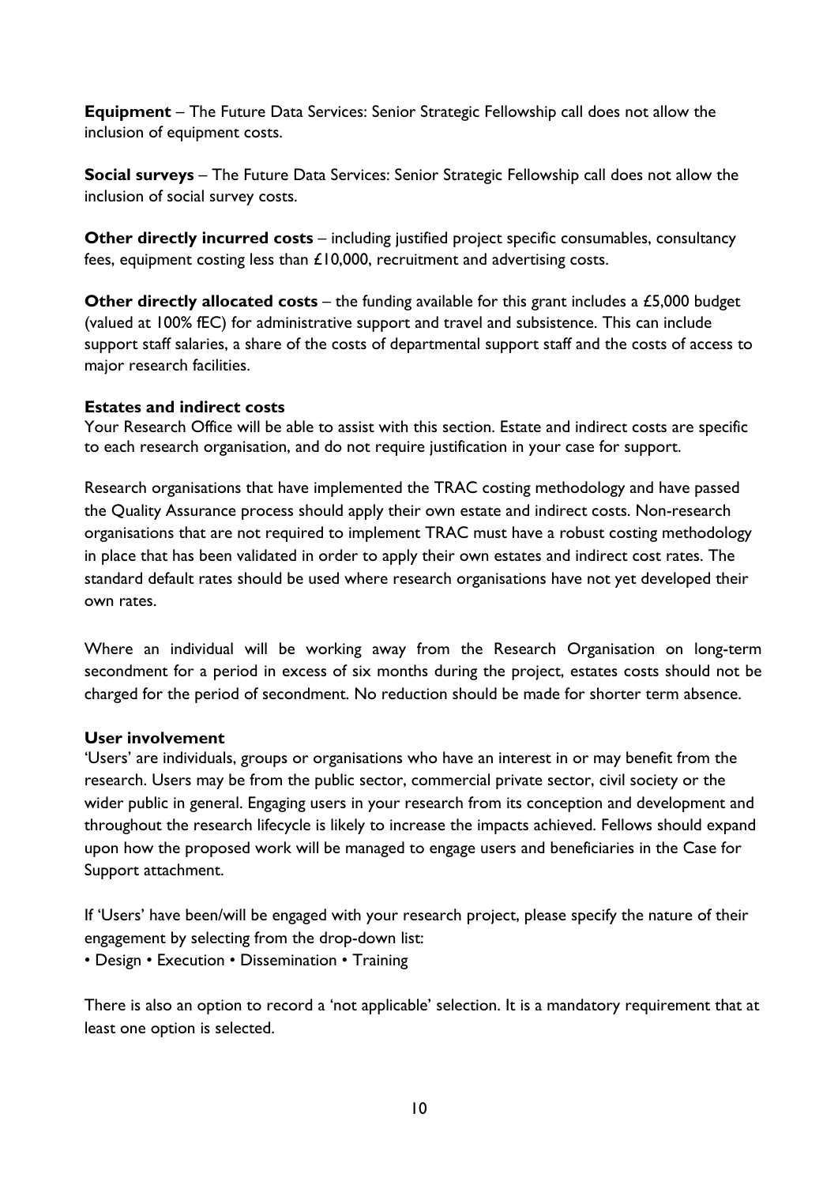**Equipment** – The Future Data Services: Senior Strategic Fellowship call does not allow the inclusion of equipment costs.

**Social surveys** – The Future Data Services: Senior Strategic Fellowship call does not allow the inclusion of social survey costs.

**Other directly incurred costs** – including justified project specific consumables, consultancy fees, equipment costing less than £10,000, recruitment and advertising costs.

**Other directly allocated costs** – the funding available for this grant includes a £5,000 budget (valued at 100% fEC) for administrative support and travel and subsistence. This can include support staff salaries, a share of the costs of departmental support staff and the costs of access to major research facilities.

**Estates and indirect costs**

Your Research Office will be able to assist with this section. Estate and indirect costs are specific to each research organisation, and do not require justification in your case for support.

Research organisations that have implemented the TRAC costing methodology and have passed the Quality Assurance process should apply their own estate and indirect costs. Non-research organisations that are not required to implement TRAC must have a robust costing methodology in place that has been validated in order to apply their own estates and indirect cost rates. The standard default rates should be used where research organisations have not yet developed their own rates.

Where an individual will be working away from the Research Organisation on long-term secondment for a period in excess of six months during the project, estates costs should not be charged for the period of secondment. No reduction should be made for shorter term absence.

**User involvement**

'Users' are individuals, groups or organisations who have an interest in or may benefit from the research. Users may be from the public sector, commercial private sector, civil society or the wider public in general. Engaging users in your research from its conception and development and throughout the research lifecycle is likely to increase the impacts achieved. Fellows should expand upon how the proposed work will be managed to engage users and beneficiaries in the Case for Support attachment.

If 'Users' have been/will be engaged with your research project, please specify the nature of their engagement by selecting from the drop-down list:

• Design • Execution • Dissemination • Training

There is also an option to record a 'not applicable' selection. It is a mandatory requirement that at least one option is selected.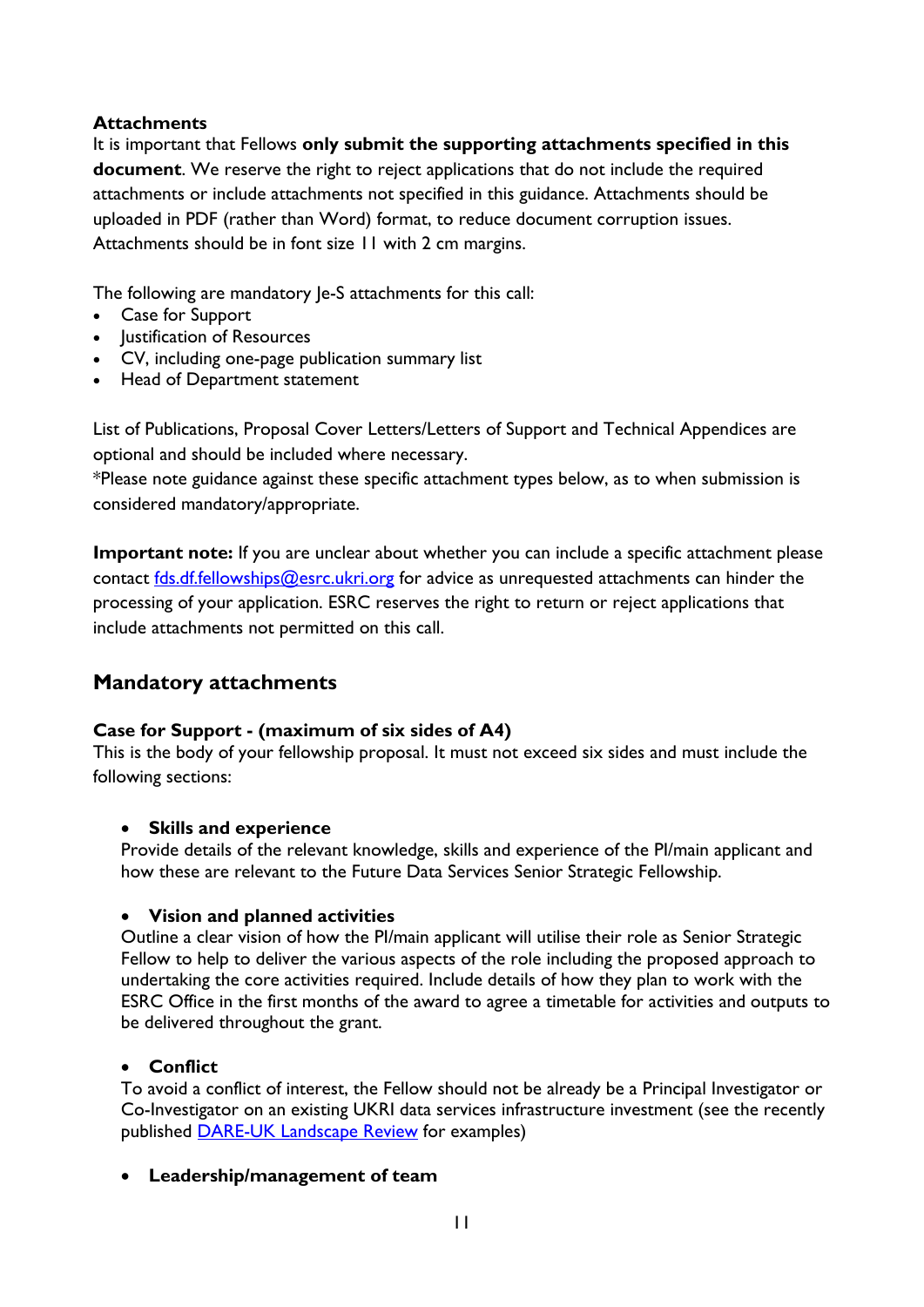**Attachments**

It is important that Fellows **only submit the supporting attachments specified in this document**. We reserve the right to reject applications that do not include the required attachments or include attachments not specified in this guidance. Attachments should be uploaded in PDF (rather than Word) format, to reduce document corruption issues. Attachments should be in font size 11 with 2 cm margins.

The following are mandatory Je-S attachments for this call:

- Case for Support
- Justification of Resources
- CV, including one-page publication summary list
- Head of Department statement

List of Publications, Proposal Cover Letters/Letters of Support and Technical Appendices are optional and should be included where necessary.
*Please note guidance against these specific attachment types below, as to when submission is considered mandatory/appropriate.

**Important note:** If you are unclear about whether you can include a specific attachment please contact fds.df.fellowships@esrc.ukri.org for advice as unrequested attachments can hinder the processing of your application. ESRC reserves the right to return or reject applications that include attachments not permitted on this call.

## Mandatory attachments

**Case for Support - (maximum of six sides of A4)**

This is the body of your fellowship proposal. It must not exceed six sides and must include the following sections:

- **Skills and experience**
  Provide details of the relevant knowledge, skills and experience of the PI/main applicant and how these are relevant to the Future Data Services Senior Strategic Fellowship.

- **Vision and planned activities**
  Outline a clear vision of how the PI/main applicant will utilise their role as Senior Strategic Fellow to help to deliver the various aspects of the role including the proposed approach to undertaking the core activities required. Include details of how they plan to work with the ESRC Office in the first months of the award to agree a timetable for activities and outputs to be delivered throughout the grant.

- **Conflict**
  To avoid a conflict of interest, the Fellow should not be already be a Principal Investigator or Co-Investigator on an existing UKRI data services infrastructure investment (see the recently published DARE-UK Landscape Review for examples)

- **Leadership/management of team**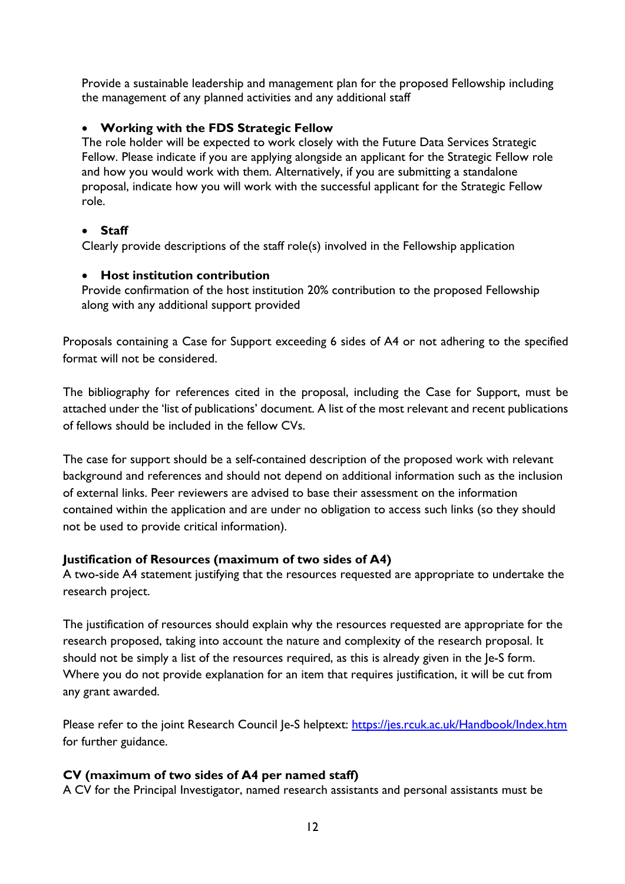Provide a sustainable leadership and management plan for the proposed Fellowship including the management of any planned activities and any additional staff

- **Working with the FDS Strategic Fellow**
  The role holder will be expected to work closely with the Future Data Services Strategic Fellow. Please indicate if you are applying alongside an applicant for the Strategic Fellow role and how you would work with them. Alternatively, if you are submitting a standalone proposal, indicate how you will work with the successful applicant for the Strategic Fellow role.

- **Staff**
  Clearly provide descriptions of the staff role(s) involved in the Fellowship application

- **Host institution contribution**
  Provide confirmation of the host institution 20% contribution to the proposed Fellowship along with any additional support provided

Proposals containing a Case for Support exceeding 6 sides of A4 or not adhering to the specified format will not be considered.

The bibliography for references cited in the proposal, including the Case for Support, must be attached under the 'list of publications' document. A list of the most relevant and recent publications of fellows should be included in the fellow CVs.

The case for support should be a self-contained description of the proposed work with relevant background and references and should not depend on additional information such as the inclusion of external links. Peer reviewers are advised to base their assessment on the information contained within the application and are under no obligation to access such links (so they should not be used to provide critical information).

**Justification of Resources (maximum of two sides of A4)**

A two-side A4 statement justifying that the resources requested are appropriate to undertake the research project.

The justification of resources should explain why the resources requested are appropriate for the research proposed, taking into account the nature and complexity of the research proposal. It should not be simply a list of the resources required, as this is already given in the Je-S form. Where you do not provide explanation for an item that requires justification, it will be cut from any grant awarded.

Please refer to the joint Research Council Je-S helptext: [https://jes.rcuk.ac.uk/Handbook/Index.htm](https://jes.rcuk.ac.uk/Handbook/Index.htm) for further guidance.

**CV (maximum of two sides of A4 per named staff)**

A CV for the Principal Investigator, named research assistants and personal assistants must be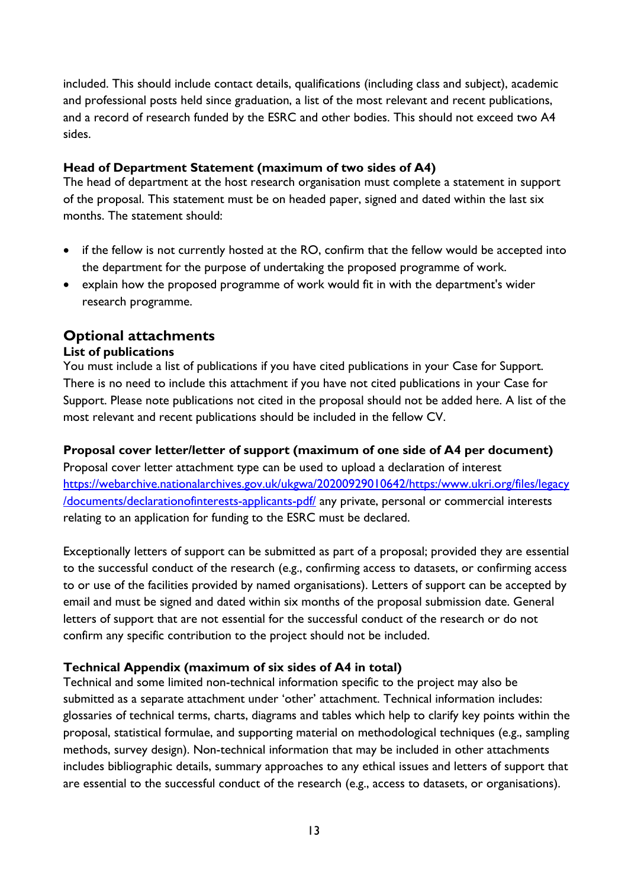included. This should include contact details, qualifications (including class and subject), academic and professional posts held since graduation, a list of the most relevant and recent publications, and a record of research funded by the ESRC and other bodies. This should not exceed two A4 sides.

**Head of Department Statement (maximum of two sides of A4)**
The head of department at the host research organisation must complete a statement in support of the proposal. This statement must be on headed paper, signed and dated within the last six months. The statement should:

- if the fellow is not currently hosted at the RO, confirm that the fellow would be accepted into the department for the purpose of undertaking the proposed programme of work.
- explain how the proposed programme of work would fit in with the department's wider research programme.

## Optional attachments

**List of publications**
You must include a list of publications if you have cited publications in your Case for Support. There is no need to include this attachment if you have not cited publications in your Case for Support. Please note publications not cited in the proposal should not be added here. A list of the most relevant and recent publications should be included in the fellow CV.

**Proposal cover letter/letter of support (maximum of one side of A4 per document)**
Proposal cover letter attachment type can be used to upload a declaration of interest https://webarchive.nationalarchives.gov.uk/ukgwa/20200929010642/https:/www.ukri.org/files/legacy/documents/declarationofinterests-applicants-pdf/ any private, personal or commercial interests relating to an application for funding to the ESRC must be declared.

Exceptionally letters of support can be submitted as part of a proposal; provided they are essential to the successful conduct of the research (e.g., confirming access to datasets, or confirming access to or use of the facilities provided by named organisations). Letters of support can be accepted by email and must be signed and dated within six months of the proposal submission date. General letters of support that are not essential for the successful conduct of the research or do not confirm any specific contribution to the project should not be included.

**Technical Appendix (maximum of six sides of A4 in total)**
Technical and some limited non-technical information specific to the project may also be submitted as a separate attachment under 'other' attachment. Technical information includes: glossaries of technical terms, charts, diagrams and tables which help to clarify key points within the proposal, statistical formulae, and supporting material on methodological techniques (e.g., sampling methods, survey design). Non-technical information that may be included in other attachments includes bibliographic details, summary approaches to any ethical issues and letters of support that are essential to the successful conduct of the research (e.g., access to datasets, or organisations).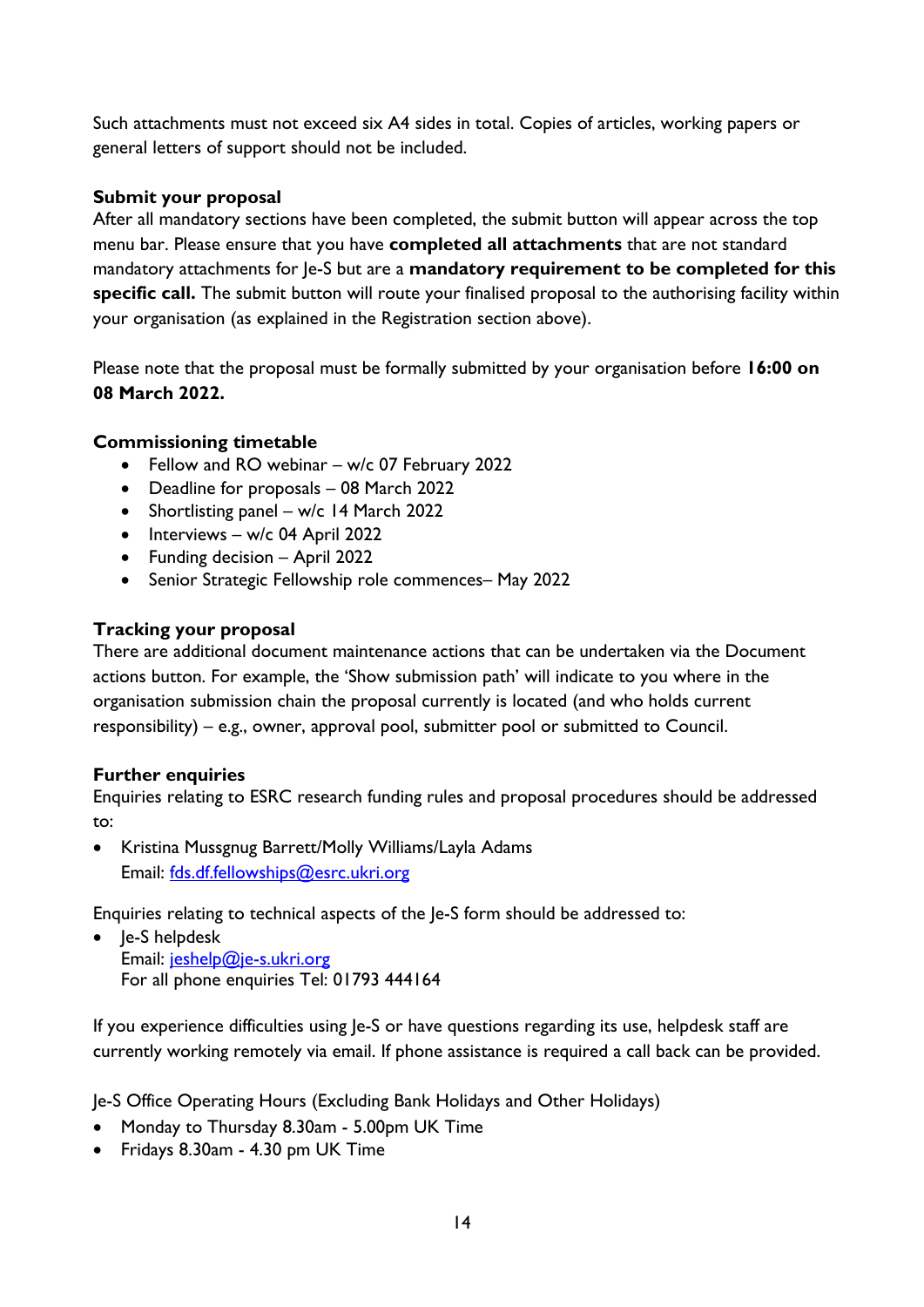Such attachments must not exceed six A4 sides in total. Copies of articles, working papers or general letters of support should not be included.

### Submit your proposal

After all mandatory sections have been completed, the submit button will appear across the top menu bar. Please ensure that you have **completed all attachments** that are not standard mandatory attachments for Je-S but are a **mandatory requirement to be completed for this specific call.** The submit button will route your finalised proposal to the authorising facility within your organisation (as explained in the Registration section above).

Please note that the proposal must be formally submitted by your organisation before **16:00 on 08 March 2022.**

### Commissioning timetable

- Fellow and RO webinar – w/c 07 February 2022
- Deadline for proposals – 08 March 2022
- Shortlisting panel – w/c 14 March 2022
- Interviews – w/c 04 April 2022
- Funding decision – April 2022
- Senior Strategic Fellowship role commences– May 2022

### Tracking your proposal

There are additional document maintenance actions that can be undertaken via the Document actions button. For example, the 'Show submission path' will indicate to you where in the organisation submission chain the proposal currently is located (and who holds current responsibility) – e.g., owner, approval pool, submitter pool or submitted to Council.

### Further enquiries

Enquiries relating to ESRC research funding rules and proposal procedures should be addressed to:

- Kristina Mussgnug Barrett/Molly Williams/Layla Adams
  Email: fds.df.fellowships@esrc.ukri.org

Enquiries relating to technical aspects of the Je-S form should be addressed to:

- Je-S helpdesk
  Email: jeshelp@je-s.ukri.org
  For all phone enquiries Tel: 01793 444164

If you experience difficulties using Je-S or have questions regarding its use, helpdesk staff are currently working remotely via email. If phone assistance is required a call back can be provided.

Je-S Office Operating Hours (Excluding Bank Holidays and Other Holidays)

- Monday to Thursday 8.30am - 5.00pm UK Time
- Fridays 8.30am - 4.30 pm UK Time